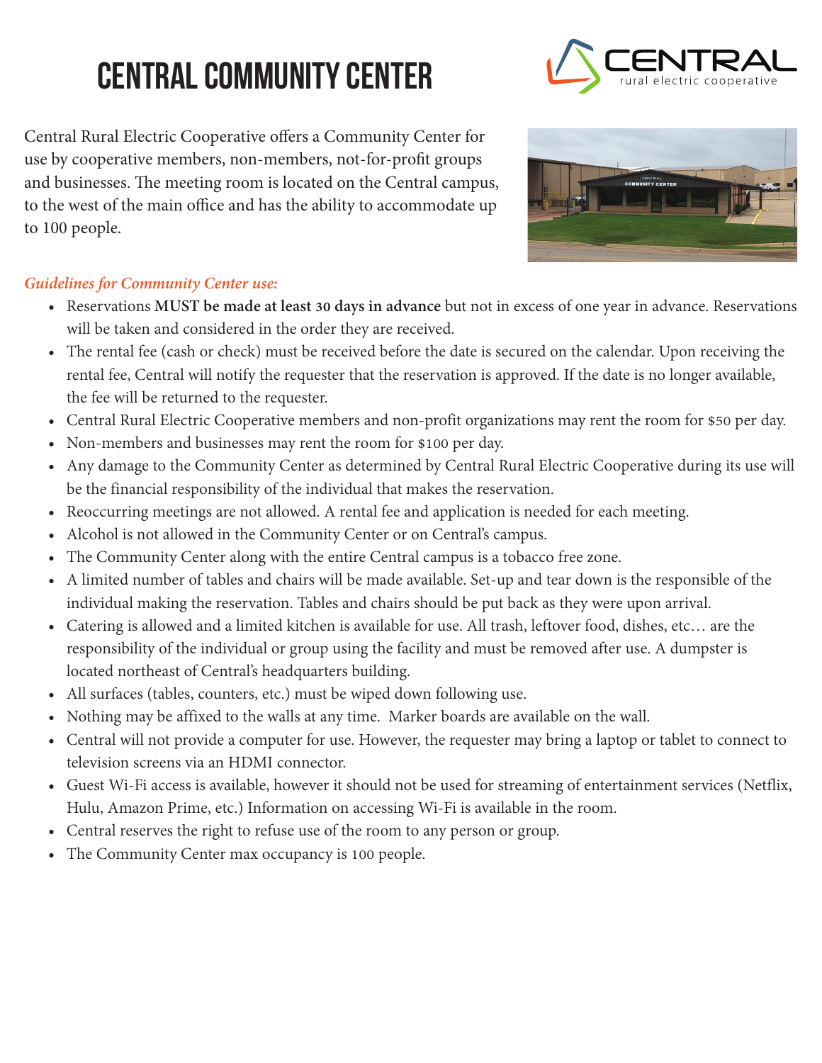# CENTRAL COMMUNITY CENTER

Central Rural Electric Cooperative offers a Community Center for use by cooperative members, non-members, not-for-profit groups and businesses. The meeting room is located on the Central campus, to the west of the main office and has the ability to accommodate up to 100 people.

*Guidelines for Community Center use:*

- Reservations **MUST be made at least 30 days in advance** but not in excess of one year in advance. Reservations will be taken and considered in the order they are received.
- The rental fee (cash or check) must be received before the date is secured on the calendar. Upon receiving the rental fee, Central will notify the requester that the reservation is approved. If the date is no longer available, the fee will be returned to the requester.
- Central Rural Electric Cooperative members and non-profit organizations may rent the room for $50 per day.
- Non-members and businesses may rent the room for $100 per day.
- Any damage to the Community Center as determined by Central Rural Electric Cooperative during its use will be the financial responsibility of the individual that makes the reservation.
- Reoccurring meetings are not allowed. A rental fee and application is needed for each meeting.
- Alcohol is not allowed in the Community Center or on Central's campus.
- The Community Center along with the entire Central campus is a tobacco free zone.
- A limited number of tables and chairs will be made available. Set-up and tear down is the responsible of the individual making the reservation. Tables and chairs should be put back as they were upon arrival.
- Catering is allowed and a limited kitchen is available for use. All trash, leftover food, dishes, etc… are the responsibility of the individual or group using the facility and must be removed after use. A dumpster is located northeast of Central's headquarters building.
- All surfaces (tables, counters, etc.) must be wiped down following use.
- Nothing may be affixed to the walls at any time. Marker boards are available on the wall.
- Central will not provide a computer for use. However, the requester may bring a laptop or tablet to connect to television screens via an HDMI connector.
- Guest Wi-Fi access is available, however it should not be used for streaming of entertainment services (Netflix, Hulu, Amazon Prime, etc.) Information on accessing Wi-Fi is available in the room.
- Central reserves the right to refuse use of the room to any person or group.
- The Community Center max occupancy is 100 people.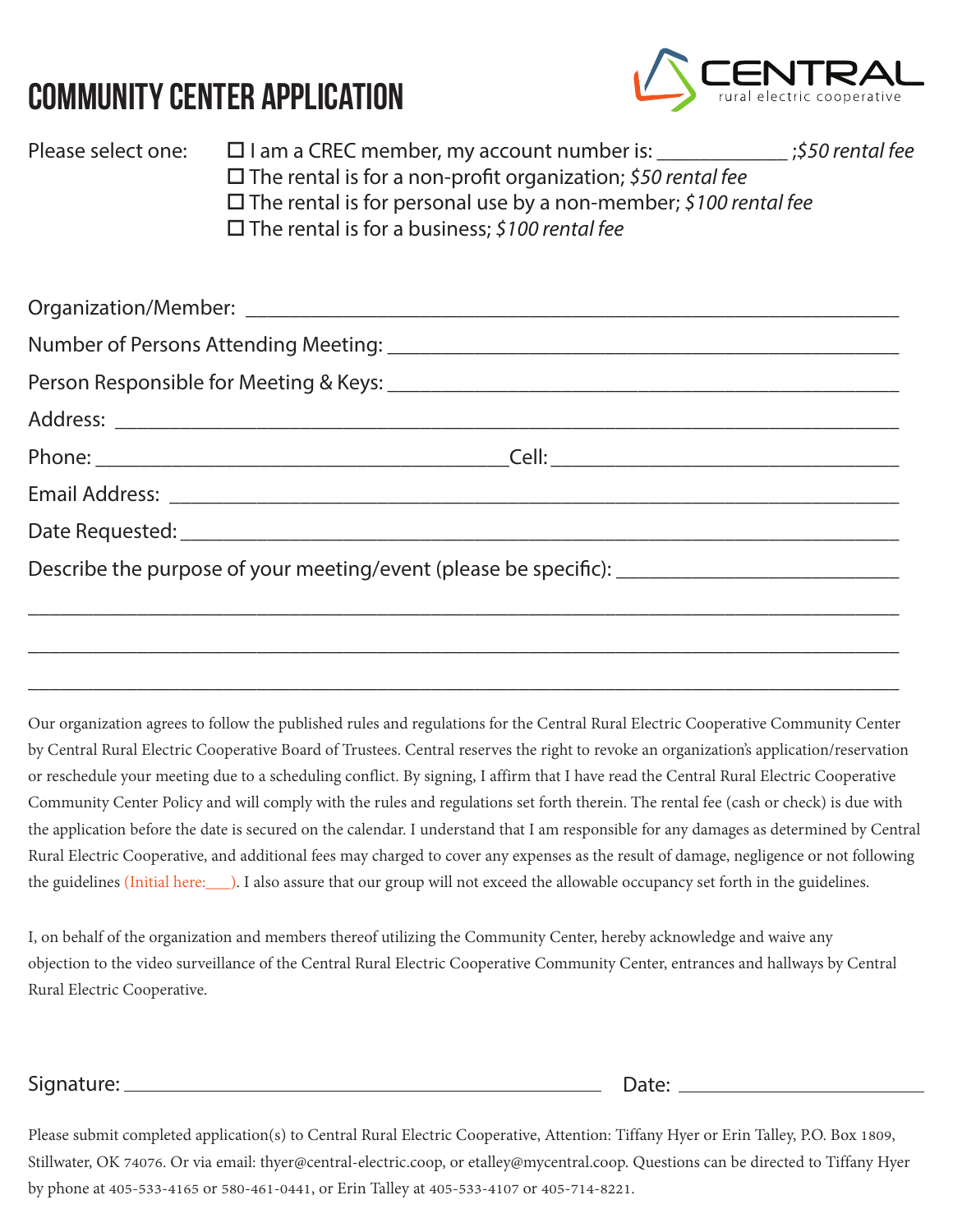# COMMUNITY CENTER APPLICATION

CENTRAL rural electric cooperative

Please select one:

- ☐ I am a CREC member, my account number is: ____________ ;*$50 rental fee*
- ☐ The rental is for a non-profit organization; *$50 rental fee*
- ☐ The rental is for personal use by a non-member; *$100 rental fee*
- ☐ The rental is for a business; *$100 rental fee*

Organization/Member: ____________________________________________________________

Number of Persons Attending Meeting: ______________________________________________

Person Responsible for Meeting & Keys: _____________________________________________

Address: _________________________________________________________________

Phone: ____________________________________Cell: _______________________________

Email Address: ____________________________________________________________

Date Requested: ___________________________________________________________

Describe the purpose of your meeting/event (please be specific): __________________________

_______________________________________________________________________

_______________________________________________________________________

_______________________________________________________________________

Our organization agrees to follow the published rules and regulations for the Central Rural Electric Cooperative Community Center by Central Rural Electric Cooperative Board of Trustees. Central reserves the right to revoke an organization's application/reservation or reschedule your meeting due to a scheduling conflict. By signing, I affirm that I have read the Central Rural Electric Cooperative Community Center Policy and will comply with the rules and regulations set forth therein. The rental fee (cash or check) is due with the application before the date is secured on the calendar. I understand that I am responsible for any damages as determined by Central Rural Electric Cooperative, and additional fees may charged to cover any expenses as the result of damage, negligence or not following the guidelines (Initial here:___). I also assure that our group will not exceed the allowable occupancy set forth in the guidelines.

I, on behalf of the organization and members thereof utilizing the Community Center, hereby acknowledge and waive any objection to the video surveillance of the Central Rural Electric Cooperative Community Center, entrances and hallways by Central Rural Electric Cooperative.

Signature: ____________________________________ Date: ____________________

Please submit completed application(s) to Central Rural Electric Cooperative, Attention: Tiffany Hyer or Erin Talley, P.O. Box 1809, Stillwater, OK 74076. Or via email: thyer@central-electric.coop, or etalley@mycentral.coop. Questions can be directed to Tiffany Hyer by phone at 405-533-4165 or 580-461-0441, or Erin Talley at 405-533-4107 or 405-714-8221.